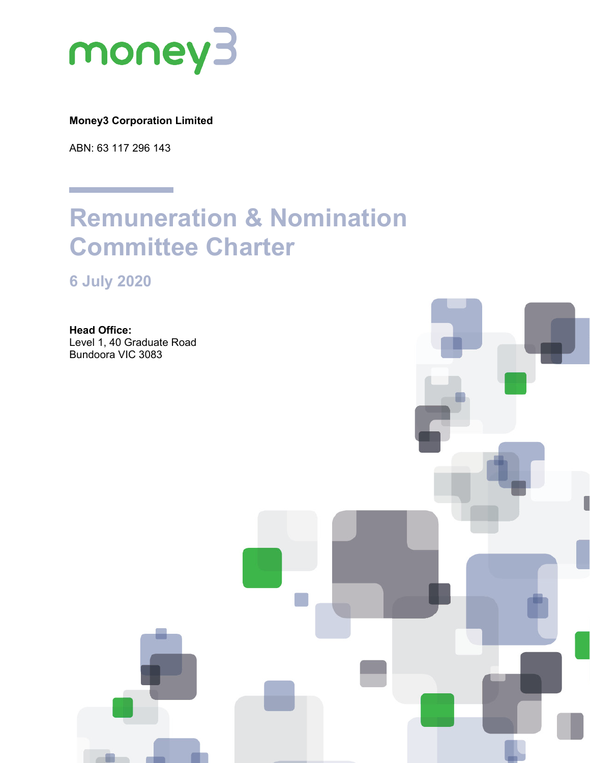money3

**Money3 Corporation Limited**

ABN: 63 117 296 143

# Remuneration & Nomination Committee Charter

## 6 July 2020

**Head Office:**
Level 1, 40 Graduate Road
Bundoora VIC 3083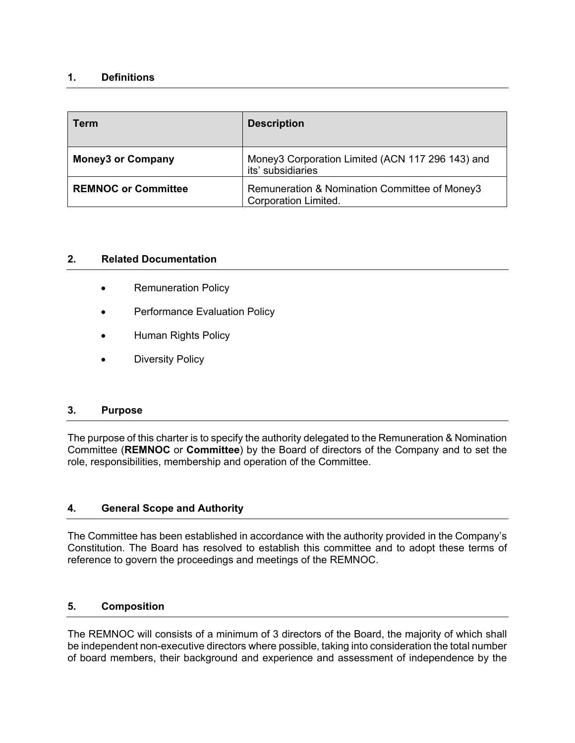## 1. Definitions

| Term | Description |
|---|---|
| **Money3 or Company** | Money3 Corporation Limited (ACN 117 296 143) and its' subsidiaries |
| **REMNOC or Committee** | Remuneration & Nomination Committee of Money3 Corporation Limited. |

## 2. Related Documentation

- Remuneration Policy
- Performance Evaluation Policy
- Human Rights Policy
- Diversity Policy

## 3. Purpose

The purpose of this charter is to specify the authority delegated to the Remuneration & Nomination Committee (**REMNOC** or **Committee**) by the Board of directors of the Company and to set the role, responsibilities, membership and operation of the Committee.

## 4. General Scope and Authority

The Committee has been established in accordance with the authority provided in the Company's Constitution. The Board has resolved to establish this committee and to adopt these terms of reference to govern the proceedings and meetings of the REMNOC.

## 5. Composition

The REMNOC will consists of a minimum of 3 directors of the Board, the majority of which shall be independent non-executive directors where possible, taking into consideration the total number of board members, their background and experience and assessment of independence by the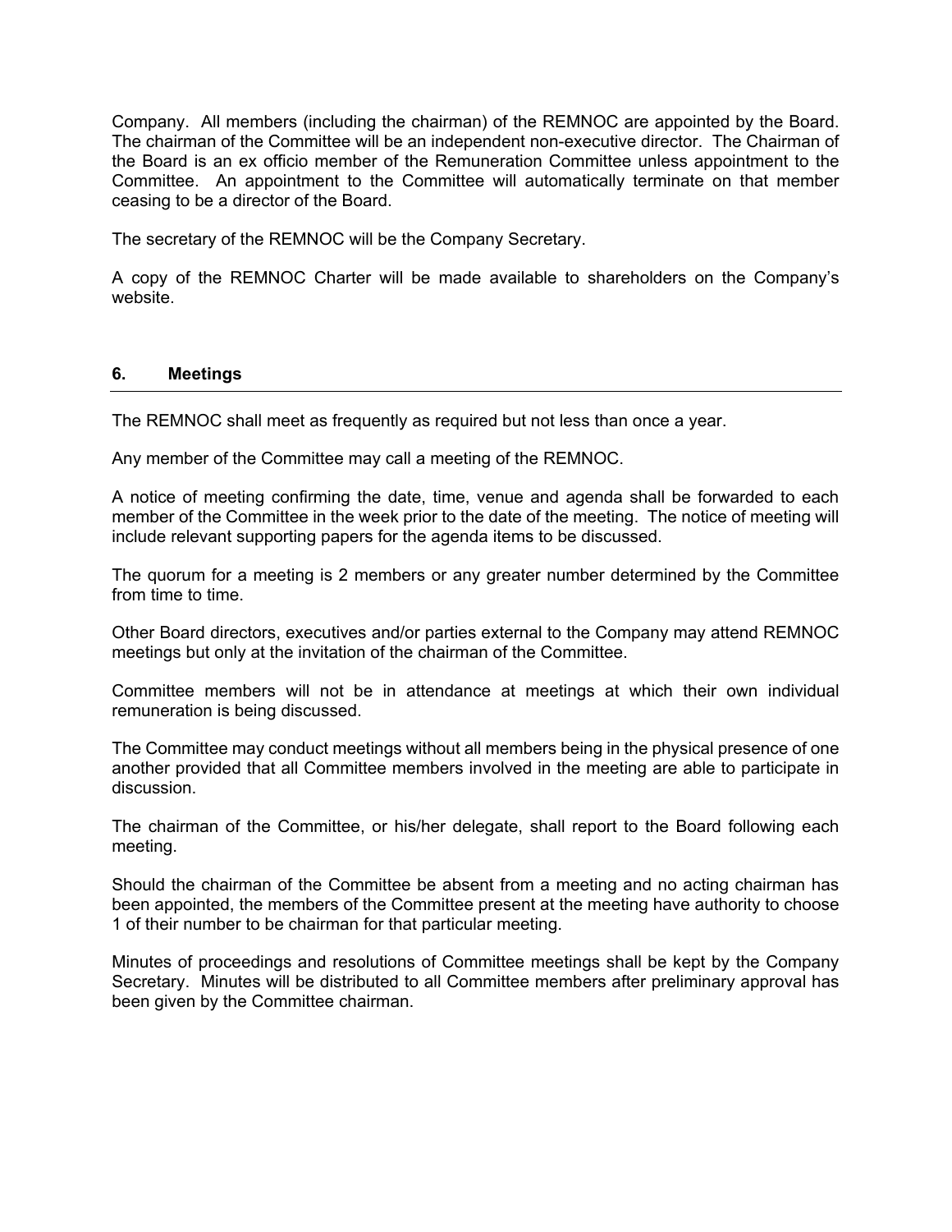Company. All members (including the chairman) of the REMNOC are appointed by the Board. The chairman of the Committee will be an independent non-executive director. The Chairman of the Board is an ex officio member of the Remuneration Committee unless appointment to the Committee. An appointment to the Committee will automatically terminate on that member ceasing to be a director of the Board.

The secretary of the REMNOC will be the Company Secretary.

A copy of the REMNOC Charter will be made available to shareholders on the Company's website.

## 6. Meetings

The REMNOC shall meet as frequently as required but not less than once a year.

Any member of the Committee may call a meeting of the REMNOC.

A notice of meeting confirming the date, time, venue and agenda shall be forwarded to each member of the Committee in the week prior to the date of the meeting. The notice of meeting will include relevant supporting papers for the agenda items to be discussed.

The quorum for a meeting is 2 members or any greater number determined by the Committee from time to time.

Other Board directors, executives and/or parties external to the Company may attend REMNOC meetings but only at the invitation of the chairman of the Committee.

Committee members will not be in attendance at meetings at which their own individual remuneration is being discussed.

The Committee may conduct meetings without all members being in the physical presence of one another provided that all Committee members involved in the meeting are able to participate in discussion.

The chairman of the Committee, or his/her delegate, shall report to the Board following each meeting.

Should the chairman of the Committee be absent from a meeting and no acting chairman has been appointed, the members of the Committee present at the meeting have authority to choose 1 of their number to be chairman for that particular meeting.

Minutes of proceedings and resolutions of Committee meetings shall be kept by the Company Secretary. Minutes will be distributed to all Committee members after preliminary approval has been given by the Committee chairman.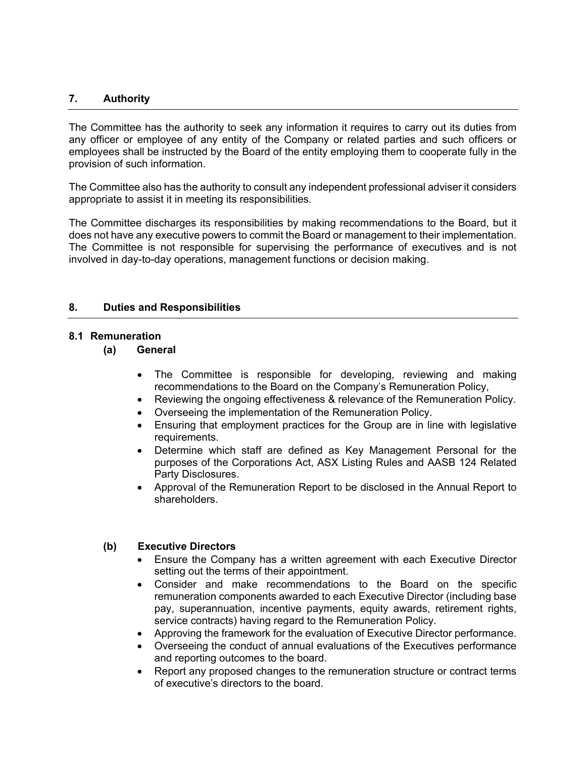## 7. Authority

The Committee has the authority to seek any information it requires to carry out its duties from any officer or employee of any entity of the Company or related parties and such officers or employees shall be instructed by the Board of the entity employing them to cooperate fully in the provision of such information.

The Committee also has the authority to consult any independent professional adviser it considers appropriate to assist it in meeting its responsibilities.

The Committee discharges its responsibilities by making recommendations to the Board, but it does not have any executive powers to commit the Board or management to their implementation. The Committee is not responsible for supervising the performance of executives and is not involved in day-to-day operations, management functions or decision making.

## 8. Duties and Responsibilities

### 8.1 Remuneration

#### (a) General

- The Committee is responsible for developing, reviewing and making recommendations to the Board on the Company's Remuneration Policy,
- Reviewing the ongoing effectiveness & relevance of the Remuneration Policy.
- Overseeing the implementation of the Remuneration Policy.
- Ensuring that employment practices for the Group are in line with legislative requirements.
- Determine which staff are defined as Key Management Personal for the purposes of the Corporations Act, ASX Listing Rules and AASB 124 Related Party Disclosures.
- Approval of the Remuneration Report to be disclosed in the Annual Report to shareholders.

#### (b) Executive Directors

- Ensure the Company has a written agreement with each Executive Director setting out the terms of their appointment.
- Consider and make recommendations to the Board on the specific remuneration components awarded to each Executive Director (including base pay, superannuation, incentive payments, equity awards, retirement rights, service contracts) having regard to the Remuneration Policy.
- Approving the framework for the evaluation of Executive Director performance.
- Overseeing the conduct of annual evaluations of the Executives performance and reporting outcomes to the board.
- Report any proposed changes to the remuneration structure or contract terms of executive's directors to the board.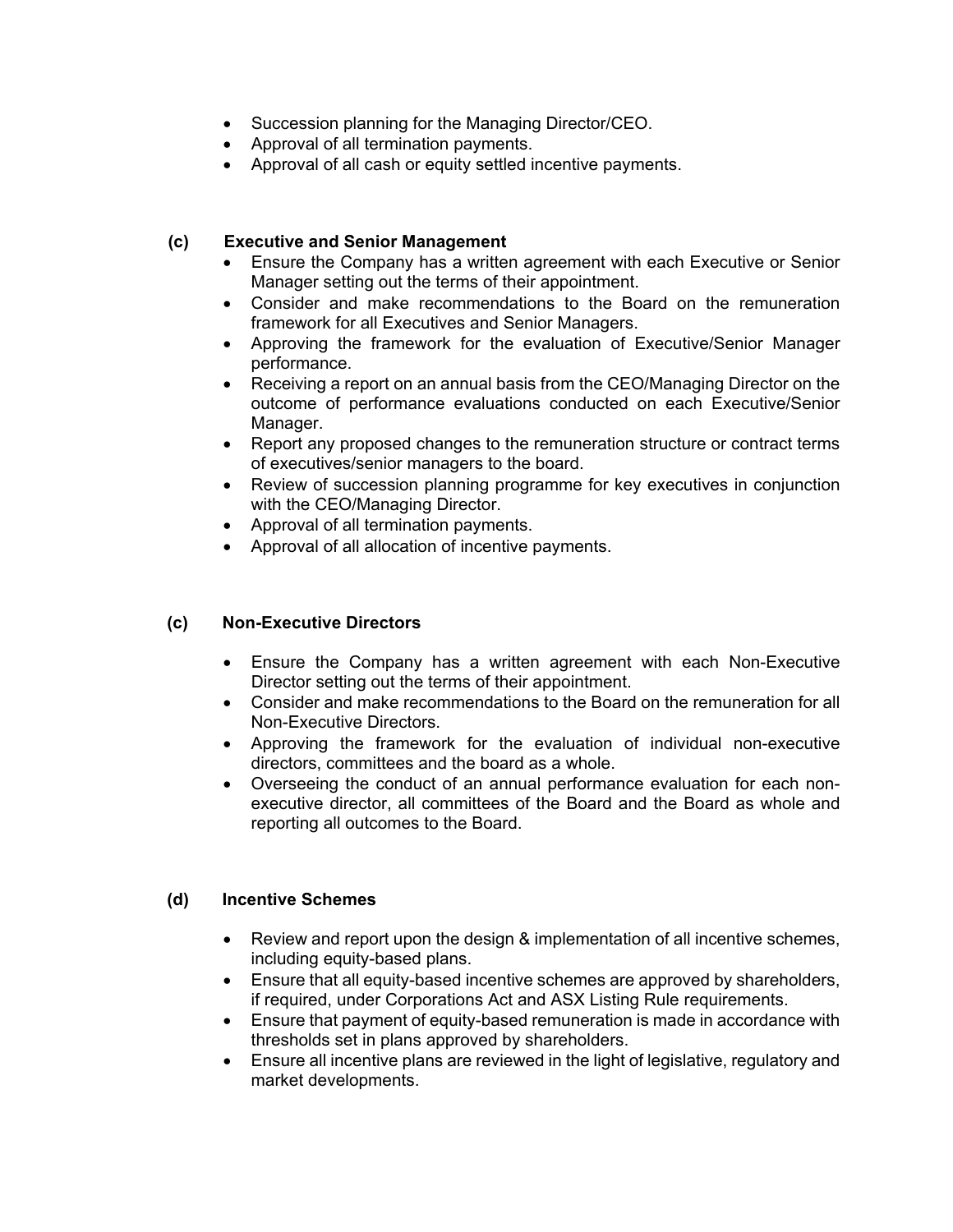- Succession planning for the Managing Director/CEO.
- Approval of all termination payments.
- Approval of all cash or equity settled incentive payments.

**(c) Executive and Senior Management**

- Ensure the Company has a written agreement with each Executive or Senior Manager setting out the terms of their appointment.
- Consider and make recommendations to the Board on the remuneration framework for all Executives and Senior Managers.
- Approving the framework for the evaluation of Executive/Senior Manager performance.
- Receiving a report on an annual basis from the CEO/Managing Director on the outcome of performance evaluations conducted on each Executive/Senior Manager.
- Report any proposed changes to the remuneration structure or contract terms of executives/senior managers to the board.
- Review of succession planning programme for key executives in conjunction with the CEO/Managing Director.
- Approval of all termination payments.
- Approval of all allocation of incentive payments.

**(c) Non-Executive Directors**

- Ensure the Company has a written agreement with each Non-Executive Director setting out the terms of their appointment.
- Consider and make recommendations to the Board on the remuneration for all Non-Executive Directors.
- Approving the framework for the evaluation of individual non-executive directors, committees and the board as a whole.
- Overseeing the conduct of an annual performance evaluation for each non-executive director, all committees of the Board and the Board as whole and reporting all outcomes to the Board.

**(d) Incentive Schemes**

- Review and report upon the design & implementation of all incentive schemes, including equity-based plans.
- Ensure that all equity-based incentive schemes are approved by shareholders, if required, under Corporations Act and ASX Listing Rule requirements.
- Ensure that payment of equity-based remuneration is made in accordance with thresholds set in plans approved by shareholders.
- Ensure all incentive plans are reviewed in the light of legislative, regulatory and market developments.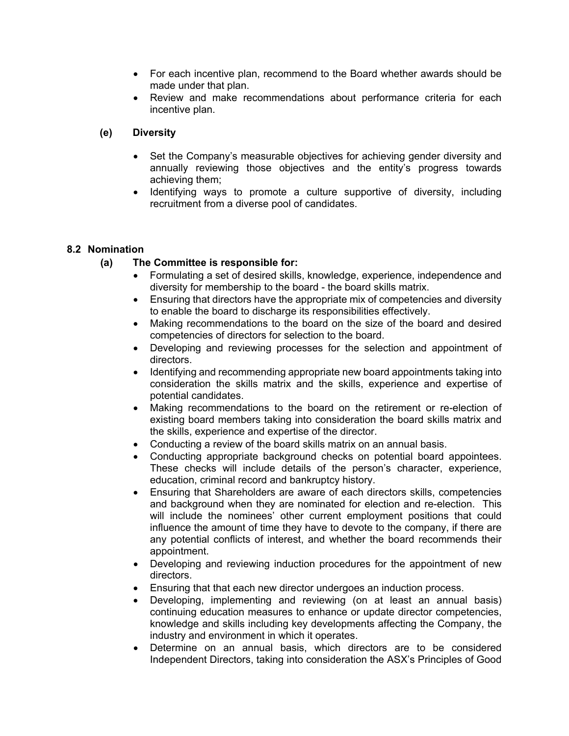- For each incentive plan, recommend to the Board whether awards should be made under that plan.
- Review and make recommendations about performance criteria for each incentive plan.

**(e) Diversity**

- Set the Company's measurable objectives for achieving gender diversity and annually reviewing those objectives and the entity's progress towards achieving them;
- Identifying ways to promote a culture supportive of diversity, including recruitment from a diverse pool of candidates.

## 8.2 Nomination

**(a) The Committee is responsible for:**

- Formulating a set of desired skills, knowledge, experience, independence and diversity for membership to the board - the board skills matrix.
- Ensuring that directors have the appropriate mix of competencies and diversity to enable the board to discharge its responsibilities effectively.
- Making recommendations to the board on the size of the board and desired competencies of directors for selection to the board.
- Developing and reviewing processes for the selection and appointment of directors.
- Identifying and recommending appropriate new board appointments taking into consideration the skills matrix and the skills, experience and expertise of potential candidates.
- Making recommendations to the board on the retirement or re-election of existing board members taking into consideration the board skills matrix and the skills, experience and expertise of the director.
- Conducting a review of the board skills matrix on an annual basis.
- Conducting appropriate background checks on potential board appointees. These checks will include details of the person's character, experience, education, criminal record and bankruptcy history.
- Ensuring that Shareholders are aware of each directors skills, competencies and background when they are nominated for election and re-election. This will include the nominees' other current employment positions that could influence the amount of time they have to devote to the company, if there are any potential conflicts of interest, and whether the board recommends their appointment.
- Developing and reviewing induction procedures for the appointment of new directors.
- Ensuring that that each new director undergoes an induction process.
- Developing, implementing and reviewing (on at least an annual basis) continuing education measures to enhance or update director competencies, knowledge and skills including key developments affecting the Company, the industry and environment in which it operates.
- Determine on an annual basis, which directors are to be considered Independent Directors, taking into consideration the ASX's Principles of Good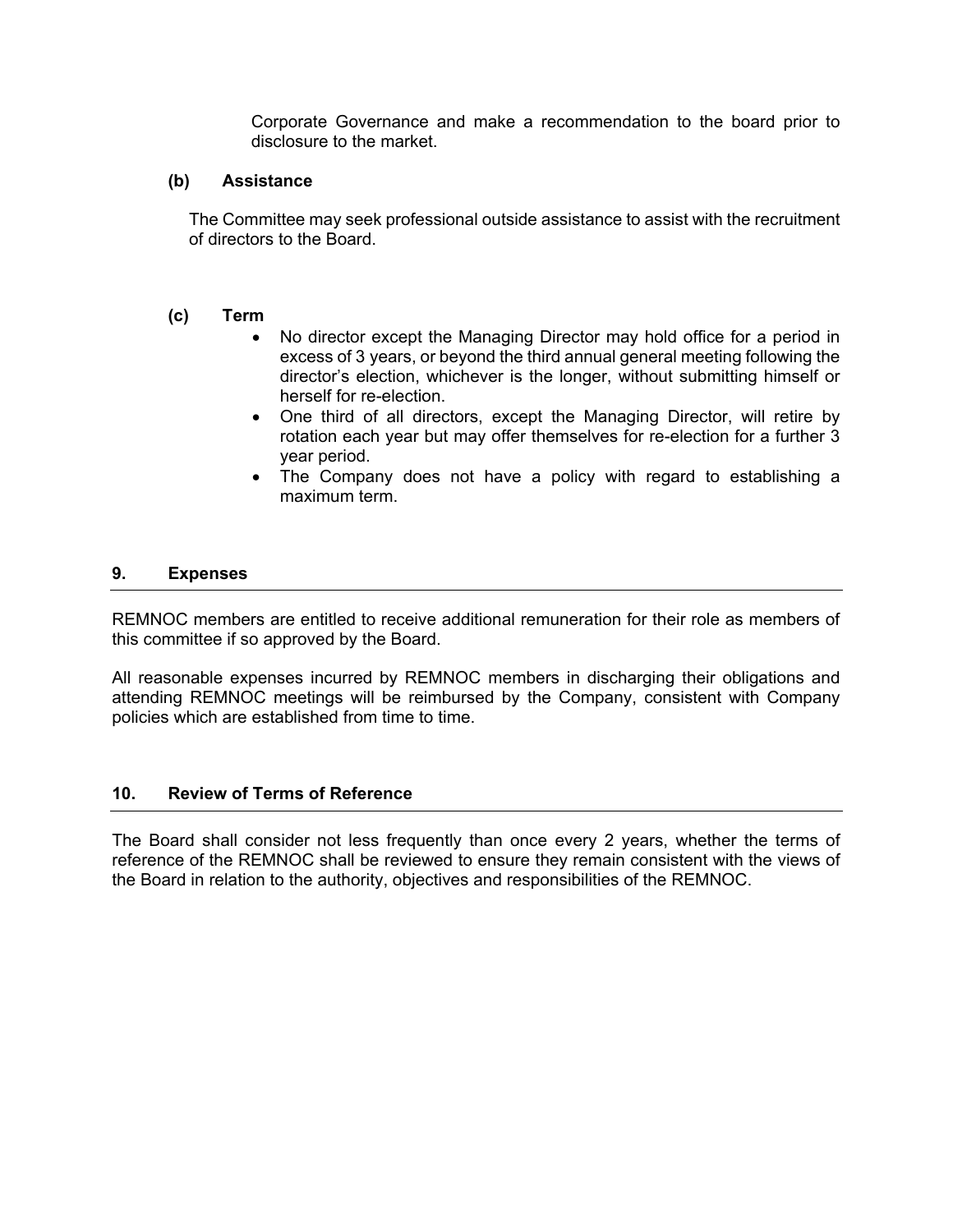Corporate Governance and make a recommendation to the board prior to disclosure to the market.

**(b) Assistance**

The Committee may seek professional outside assistance to assist with the recruitment of directors to the Board.

**(c) Term**

- No director except the Managing Director may hold office for a period in excess of 3 years, or beyond the third annual general meeting following the director's election, whichever is the longer, without submitting himself or herself for re-election.
- One third of all directors, except the Managing Director, will retire by rotation each year but may offer themselves for re-election for a further 3 year period.
- The Company does not have a policy with regard to establishing a maximum term.

## 9. Expenses

REMNOC members are entitled to receive additional remuneration for their role as members of this committee if so approved by the Board.

All reasonable expenses incurred by REMNOC members in discharging their obligations and attending REMNOC meetings will be reimbursed by the Company, consistent with Company policies which are established from time to time.

## 10. Review of Terms of Reference

The Board shall consider not less frequently than once every 2 years, whether the terms of reference of the REMNOC shall be reviewed to ensure they remain consistent with the views of the Board in relation to the authority, objectives and responsibilities of the REMNOC.